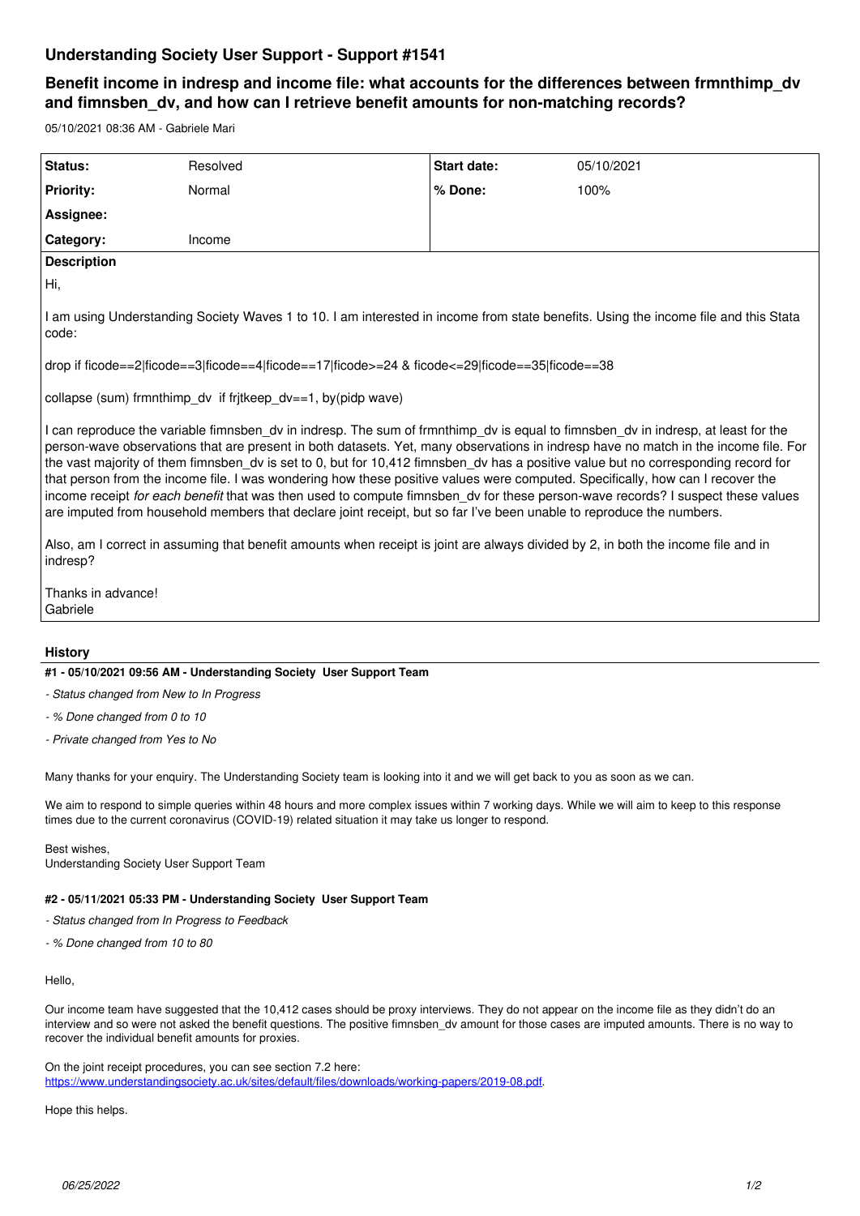# Understanding Society User Support - Support #1541

## Benefit income in indresp and income file: what accounts for the differences between frmnthimp_dv and fimnsben_dv, and how can I retrieve benefit amounts for non-matching records?

05/10/2021 08:36 AM - Gabriele Mari

| Status: | Resolved | Start date: | 05/10/2021 |
|---|---|---|---|
| Priority: | Normal | % Done: | 100% |
| Assignee: | | | |
| Category: | Income | | |

**Description**

Hi,

I am using Understanding Society Waves 1 to 10. I am interested in income from state benefits. Using the income file and this Stata code:

```
drop if ficode==2|ficode==3|ficode==4|ficode==17|ficode>=24 & ficode<=29|ficode==35|ficode==38

collapse (sum) frmnthimp_dv  if frjtkeep_dv==1, by(pidp wave)
```

I can reproduce the variable fimnsben_dv in indresp. The sum of frmnthimp_dv is equal to fimnsben_dv in indresp, at least for the person-wave observations that are present in both datasets. Yet, many observations in indresp have no match in the income file. For the vast majority of them fimnsben_dv is set to 0, but for 10,412 fimnsben_dv has a positive value but no corresponding record for that person from the income file. I was wondering how these positive values were computed. Specifically, how can I recover the income receipt *for each benefit* that was then used to compute fimnsben_dv for these person-wave records? I suspect these values are imputed from household members that declare joint receipt, but so far I've been unable to reproduce the numbers.

Also, am I correct in assuming that benefit amounts when receipt is joint are always divided by 2, in both the income file and in indresp?

Thanks in advance!
Gabriele

### History

#### #1 - 05/10/2021 09:56 AM - Understanding Society User Support Team

- *Status changed from New to In Progress*
- *% Done changed from 0 to 10*
- *Private changed from Yes to No*

Many thanks for your enquiry. The Understanding Society team is looking into it and we will get back to you as soon as we can.

We aim to respond to simple queries within 48 hours and more complex issues within 7 working days. While we will aim to keep to this response times due to the current coronavirus (COVID-19) related situation it may take us longer to respond.

Best wishes,
Understanding Society User Support Team

#### #2 - 05/11/2021 05:33 PM - Understanding Society User Support Team

- *Status changed from In Progress to Feedback*
- *% Done changed from 10 to 80*

Hello,

Our income team have suggested that the 10,412 cases should be proxy interviews. They do not appear on the income file as they didn't do an interview and so were not asked the benefit questions. The positive fimnsben_dv amount for those cases are imputed amounts. There is no way to recover the individual benefit amounts for proxies.

On the joint receipt procedures, you can see section 7.2 here: https://www.understandingsociety.ac.uk/sites/default/files/downloads/working-papers/2019-08.pdf.

Hope this helps.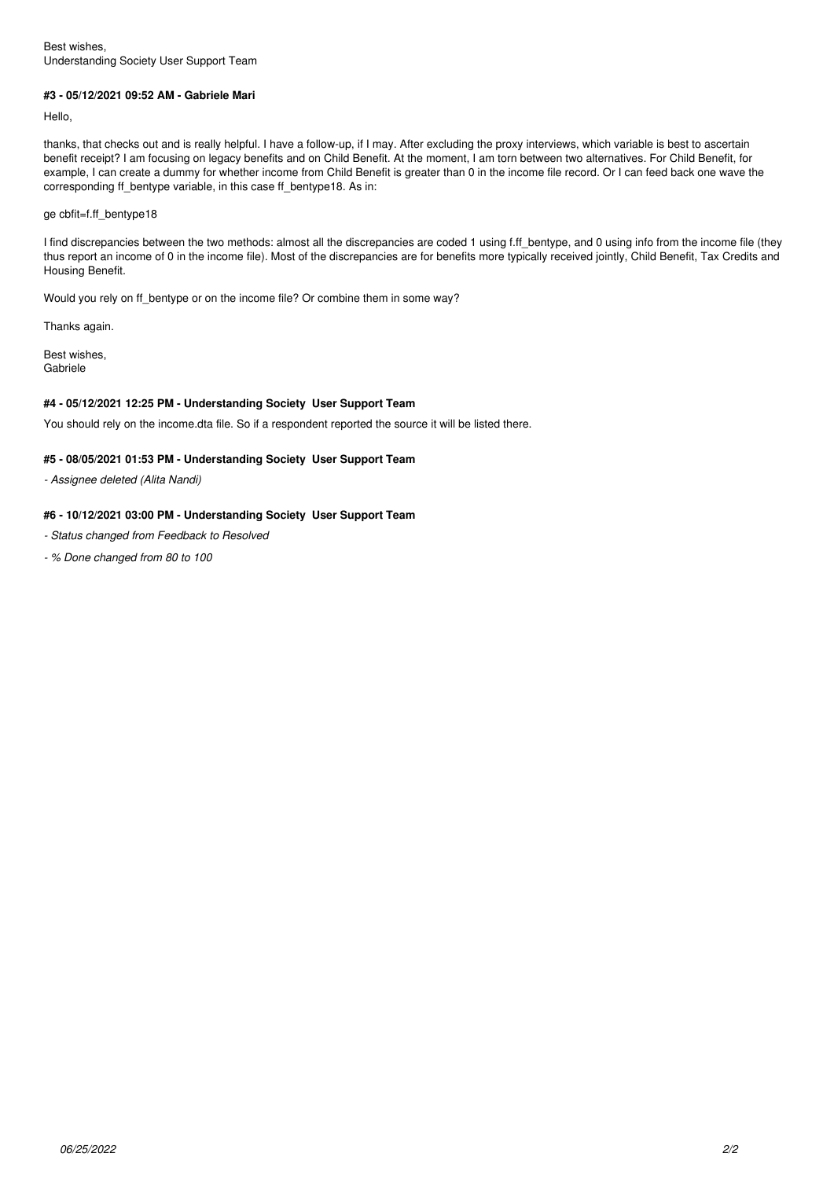Best wishes,
Understanding Society User Support Team

#### #3 - 05/12/2021 09:52 AM - Gabriele Mari

Hello,

thanks, that checks out and is really helpful. I have a follow-up, if I may. After excluding the proxy interviews, which variable is best to ascertain benefit receipt? I am focusing on legacy benefits and on Child Benefit. At the moment, I am torn between two alternatives. For Child Benefit, for example, I can create a dummy for whether income from Child Benefit is greater than 0 in the income file record. Or I can feed back one wave the corresponding ff_bentype variable, in this case ff_bentype18. As in:

```
ge cbfit=f.ff_bentype18
```

I find discrepancies between the two methods: almost all the discrepancies are coded 1 using f.ff_bentype, and 0 using info from the income file (they thus report an income of 0 in the income file). Most of the discrepancies are for benefits more typically received jointly, Child Benefit, Tax Credits and Housing Benefit.

Would you rely on ff_bentype or on the income file? Or combine them in some way?

Thanks again.

Best wishes,
Gabriele

#### #4 - 05/12/2021 12:25 PM - Understanding Society User Support Team

You should rely on the income.dta file. So if a respondent reported the source it will be listed there.

#### #5 - 08/05/2021 01:53 PM - Understanding Society User Support Team

- *Assignee deleted (Alita Nandi)*

#### #6 - 10/12/2021 03:00 PM - Understanding Society User Support Team

- *Status changed from Feedback to Resolved*
- *% Done changed from 80 to 100*